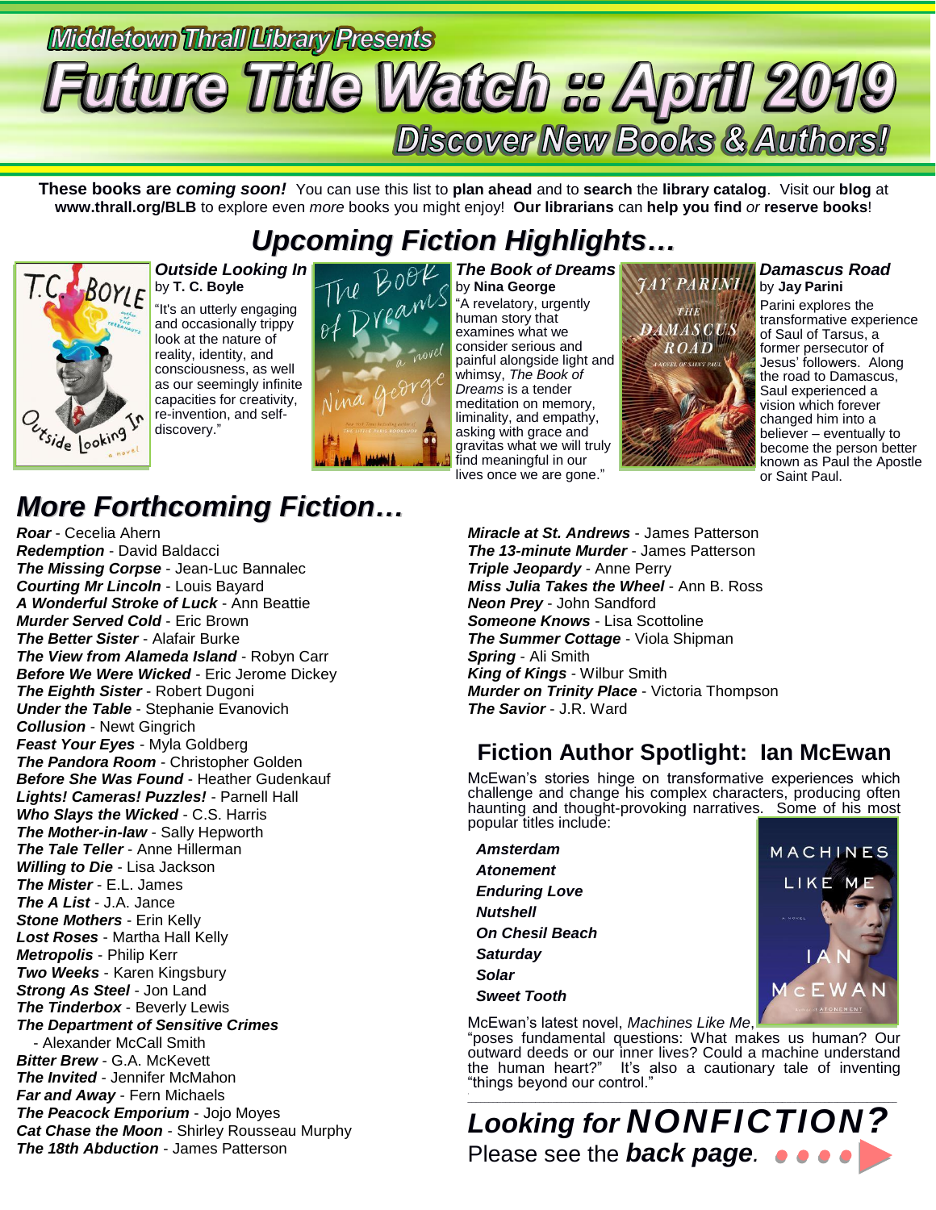Middletown Thrall Library Presents

# Future Title Watch :: April 2019

## Discover New Books & Authors!

**These books are *coming soon!*** You can use this list to **plan ahead** and to **search** the **library catalog**. Visit our **blog** at **www.thrall.org/BLB** to explore even *more* books you might enjoy! **Our librarians** can **help you find** *or* **reserve books**!

## *Upcoming Fiction Highlights…*

***Outside Looking In***
by **T. C. Boyle**

"It's an utterly engaging and occasionally trippy look at the nature of reality, identity, and consciousness, as well as our seemingly infinite capacities for creativity, re-invention, and self-discovery."

***The Book of Dreams***
by **Nina George**

"A revelatory, urgently human story that examines what we consider serious and painful alongside light and whimsy, *The Book of Dreams* is a tender meditation on memory, liminality, and empathy, asking with grace and gravitas what we will truly find meaningful in our lives once we are gone."

***Damascus Road***
by **Jay Parini**

Parini explores the transformative experience of Saul of Tarsus, a former persecutor of Jesus' followers. Along the road to Damascus, Saul experienced a vision which forever changed him into a believer – eventually to become the person better known as Paul the Apostle or Saint Paul.

## *More Forthcoming Fiction…*

***Roar*** - Cecelia Ahern
***Redemption*** - David Baldacci
***The Missing Corpse*** - Jean-Luc Bannalec
***Courting Mr Lincoln*** - Louis Bayard
***A Wonderful Stroke of Luck*** - Ann Beattie
***Murder Served Cold*** - Eric Brown
***The Better Sister*** - Alafair Burke
***The View from Alameda Island*** - Robyn Carr
***Before We Were Wicked*** - Eric Jerome Dickey
***The Eighth Sister*** - Robert Dugoni
***Under the Table*** - Stephanie Evanovich
***Collusion*** - Newt Gingrich
***Feast Your Eyes*** - Myla Goldberg
***The Pandora Room*** - Christopher Golden
***Before She Was Found*** - Heather Gudenkauf
***Lights! Cameras! Puzzles!*** - Parnell Hall
***Who Slays the Wicked*** - C.S. Harris
***The Mother-in-law*** - Sally Hepworth
***The Tale Teller*** - Anne Hillerman
***Willing to Die*** - Lisa Jackson
***The Mister*** - E.L. James
***The A List*** - J.A. Jance
***Stone Mothers*** - Erin Kelly
***Lost Roses*** - Martha Hall Kelly
***Metropolis*** - Philip Kerr
***Two Weeks*** - Karen Kingsbury
***Strong As Steel*** - Jon Land
***The Tinderbox*** - Beverly Lewis
***The Department of Sensitive Crimes*** - Alexander McCall Smith
***Bitter Brew*** - G.A. McKevett
***The Invited*** - Jennifer McMahon
***Far and Away*** - Fern Michaels
***The Peacock Emporium*** - Jojo Moyes
***Cat Chase the Moon*** - Shirley Rousseau Murphy
***The 18th Abduction*** - James Patterson
***Miracle at St. Andrews*** - James Patterson
***The 13-minute Murder*** - James Patterson
***Triple Jeopardy*** - Anne Perry
***Miss Julia Takes the Wheel*** - Ann B. Ross
***Neon Prey*** - John Sandford
***Someone Knows*** - Lisa Scottoline
***The Summer Cottage*** - Viola Shipman
***Spring*** - Ali Smith
***King of Kings*** - Wilbur Smith
***Murder on Trinity Place*** - Victoria Thompson
***The Savior*** - J.R. Ward

## Fiction Author Spotlight: Ian McEwan

McEwan's stories hinge on transformative experiences which challenge and change his complex characters, producing often haunting and thought-provoking narratives. Some of his most popular titles include:

***Amsterdam***
***Atonement***
***Enduring Love***
***Nutshell***
***On Chesil Beach***
***Saturday***
***Solar***
***Sweet Tooth***

McEwan's latest novel, *Machines Like Me*, "poses fundamental questions: What makes us human? Our outward deeds or our inner lives? Could a machine understand the human heart?" It's also a cautionary tale of inventing "things beyond our control."

## *Looking for* NONFICTION?

Please see the ***back page***.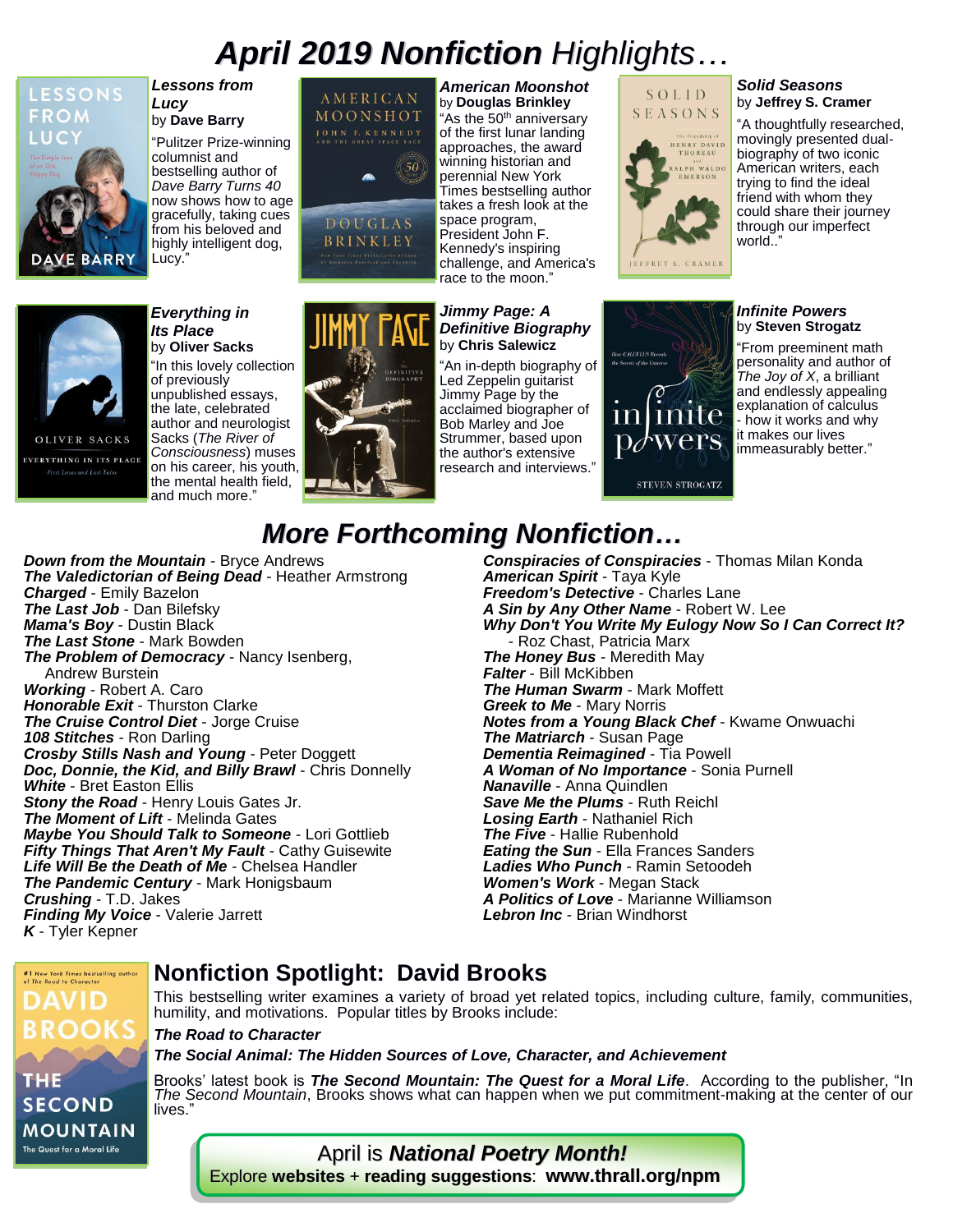# *April 2019 Nonfiction* Highlights…

***Lessons from Lucy***
by **Dave Barry**

"Pulitzer Prize-winning columnist and bestselling author of *Dave Barry Turns 40* now shows how to age gracefully, taking cues from his beloved and highly intelligent dog, Lucy."

***American Moonshot***
by **Douglas Brinkley**

"As the 50th anniversary of the first lunar landing approaches, the award winning historian and perennial New York Times bestselling author takes a fresh look at the space program, President John F. Kennedy's inspiring challenge, and America's race to the moon."

***Solid Seasons***
by **Jeffrey S. Cramer**

"A thoughtfully researched, movingly presented dual-biography of two iconic American writers, each trying to find the ideal friend with whom they could share their journey through our imperfect world.."

***Everything in Its Place***
by **Oliver Sacks**

"In this lovely collection of previously unpublished essays, the late, celebrated author and neurologist Sacks (*The River of Consciousness*) muses on his career, his youth, the mental health field, and much more."

***Jimmy Page: A Definitive Biography***
by **Chris Salewicz**

"An in-depth biography of Led Zeppelin guitarist Jimmy Page by the acclaimed biographer of Bob Marley and Joe Strummer, based upon the author's extensive research and interviews."

***Infinite Powers***
by **Steven Strogatz**

"From preeminent math personality and author of *The Joy of X*, a brilliant and endlessly appealing explanation of calculus - how it works and why it makes our lives immeasurably better."

## *More Forthcoming Nonfiction…*

***Down from the Mountain*** - Bryce Andrews
***The Valedictorian of Being Dead*** - Heather Armstrong
***Charged*** - Emily Bazelon
***The Last Job*** - Dan Bilefsky
***Mama's Boy*** - Dustin Black
***The Last Stone*** - Mark Bowden
***The Problem of Democracy*** - Nancy Isenberg, Andrew Burstein
***Working*** - Robert A. Caro
***Honorable Exit*** - Thurston Clarke
***The Cruise Control Diet*** - Jorge Cruise
***108 Stitches*** - Ron Darling
***Crosby Stills Nash and Young*** - Peter Doggett
***Doc, Donnie, the Kid, and Billy Brawl*** - Chris Donnelly
***White*** - Bret Easton Ellis
***Stony the Road*** - Henry Louis Gates Jr.
***The Moment of Lift*** - Melinda Gates
***Maybe You Should Talk to Someone*** - Lori Gottlieb
***Fifty Things That Aren't My Fault*** - Cathy Guisewite
***Life Will Be the Death of Me*** - Chelsea Handler
***The Pandemic Century*** - Mark Honigsbaum
***Crushing*** - T.D. Jakes
***Finding My Voice*** - Valerie Jarrett
***K*** - Tyler Kepner
***Conspiracies of Conspiracies*** - Thomas Milan Konda
***American Spirit*** - Taya Kyle
***Freedom's Detective*** - Charles Lane
***A Sin by Any Other Name*** - Robert W. Lee
***Why Don't You Write My Eulogy Now So I Can Correct It?*** - Roz Chast, Patricia Marx
***The Honey Bus*** - Meredith May
***Falter*** - Bill McKibben
***The Human Swarm*** - Mark Moffett
***Greek to Me*** - Mary Norris
***Notes from a Young Black Chef*** - Kwame Onwuachi
***The Matriarch*** - Susan Page
***Dementia Reimagined*** - Tia Powell
***A Woman of No Importance*** - Sonia Purnell
***Nanaville*** - Anna Quindlen
***Save Me the Plums*** - Ruth Reichl
***Losing Earth*** - Nathaniel Rich
***The Five*** - Hallie Rubenhold
***Eating the Sun*** - Ella Frances Sanders
***Ladies Who Punch*** - Ramin Setoodeh
***Women's Work*** - Megan Stack
***A Politics of Love*** - Marianne Williamson
***Lebron Inc*** - Brian Windhorst

## Nonfiction Spotlight: David Brooks

This bestselling writer examines a variety of broad yet related topics, including culture, family, communities, humility, and motivations. Popular titles by Brooks include:

***The Road to Character***

***The Social Animal: The Hidden Sources of Love, Character, and Achievement***

Brooks' latest book is ***The Second Mountain: The Quest for a Moral Life***. According to the publisher, "In *The Second Mountain*, Brooks shows what can happen when we put commitment-making at the center of our lives."

April is ***National Poetry Month!***
Explore **websites** + **reading suggestions**: **www.thrall.org/npm**